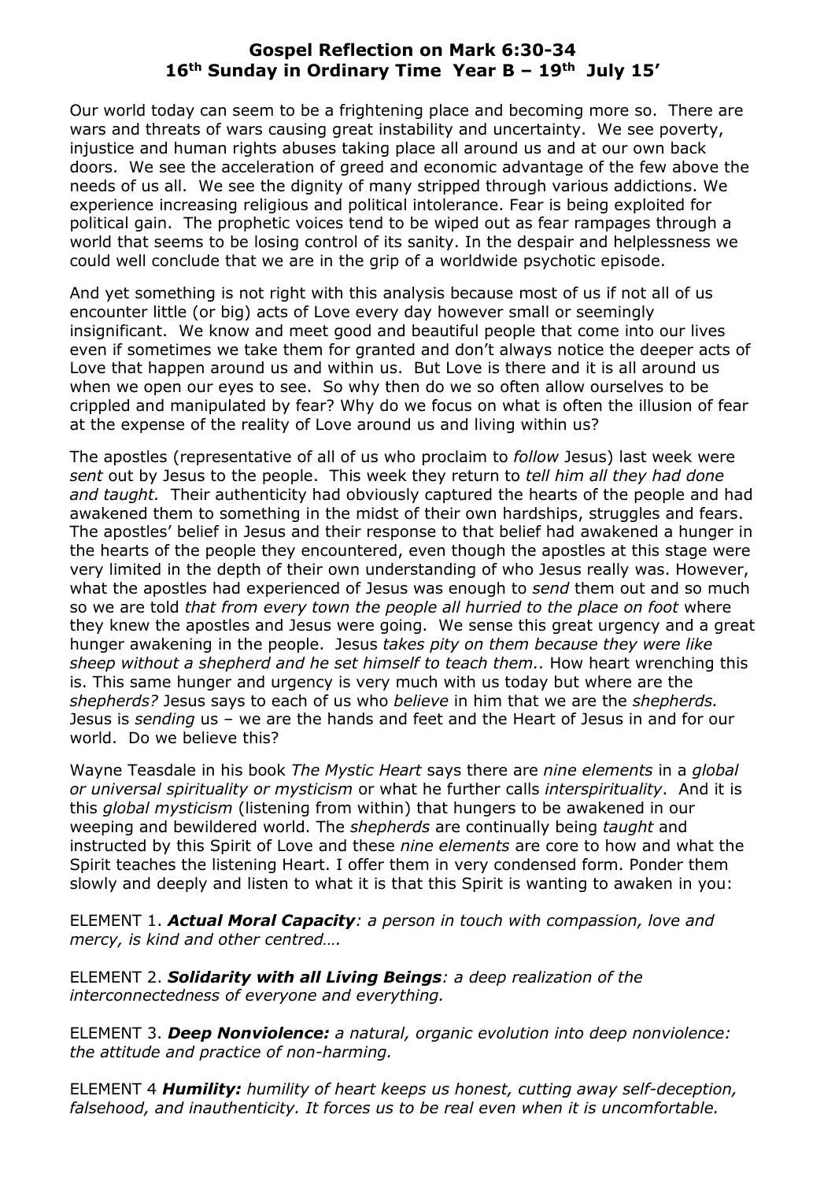# Gospel Reflection on Mark 6:30-34
## 16th Sunday in Ordinary Time Year B – 19th July 15'

Our world today can seem to be a frightening place and becoming more so. There are wars and threats of wars causing great instability and uncertainty. We see poverty, injustice and human rights abuses taking place all around us and at our own back doors. We see the acceleration of greed and economic advantage of the few above the needs of us all. We see the dignity of many stripped through various addictions. We experience increasing religious and political intolerance. Fear is being exploited for political gain. The prophetic voices tend to be wiped out as fear rampages through a world that seems to be losing control of its sanity. In the despair and helplessness we could well conclude that we are in the grip of a worldwide psychotic episode.

And yet something is not right with this analysis because most of us if not all of us encounter little (or big) acts of Love every day however small or seemingly insignificant. We know and meet good and beautiful people that come into our lives even if sometimes we take them for granted and don't always notice the deeper acts of Love that happen around us and within us. But Love is there and it is all around us when we open our eyes to see. So why then do we so often allow ourselves to be crippled and manipulated by fear? Why do we focus on what is often the illusion of fear at the expense of the reality of Love around us and living within us?

The apostles (representative of all of us who proclaim to *follow* Jesus) last week were *sent* out by Jesus to the people. This week they return to *tell him all they had done and taught.* Their authenticity had obviously captured the hearts of the people and had awakened them to something in the midst of their own hardships, struggles and fears. The apostles' belief in Jesus and their response to that belief had awakened a hunger in the hearts of the people they encountered, even though the apostles at this stage were very limited in the depth of their own understanding of who Jesus really was. However, what the apostles had experienced of Jesus was enough to *send* them out and so much so we are told *that from every town the people all hurried to the place on foot* where they knew the apostles and Jesus were going. We sense this great urgency and a great hunger awakening in the people. Jesus *takes pity on them because they were like sheep without a shepherd and he set himself to teach them..* How heart wrenching this is. This same hunger and urgency is very much with us today but where are the *shepherds?* Jesus says to each of us who *believe* in him that we are the *shepherds.* Jesus is *sending* us – we are the hands and feet and the Heart of Jesus in and for our world. Do we believe this?

Wayne Teasdale in his book *The Mystic Heart* says there are *nine elements* in a *global or universal spirituality or mysticism* or what he further calls *interspirituality*. And it is this *global mysticism* (listening from within) that hungers to be awakened in our weeping and bewildered world. The *shepherds* are continually being *taught* and instructed by this Spirit of Love and these *nine elements* are core to how and what the Spirit teaches the listening Heart. I offer them in very condensed form. Ponder them slowly and deeply and listen to what it is that this Spirit is wanting to awaken in you:

ELEMENT 1. ***Actual Moral Capacity****: a person in touch with compassion, love and mercy, is kind and other centred….*

ELEMENT 2. ***Solidarity with all Living Beings****: a deep realization of the interconnectedness of everyone and everything.*

ELEMENT 3. ***Deep Nonviolence:*** *a natural, organic evolution into deep nonviolence: the attitude and practice of non-harming.*

ELEMENT 4 ***Humility:*** *humility of heart keeps us honest, cutting away self-deception, falsehood, and inauthenticity. It forces us to be real even when it is uncomfortable.*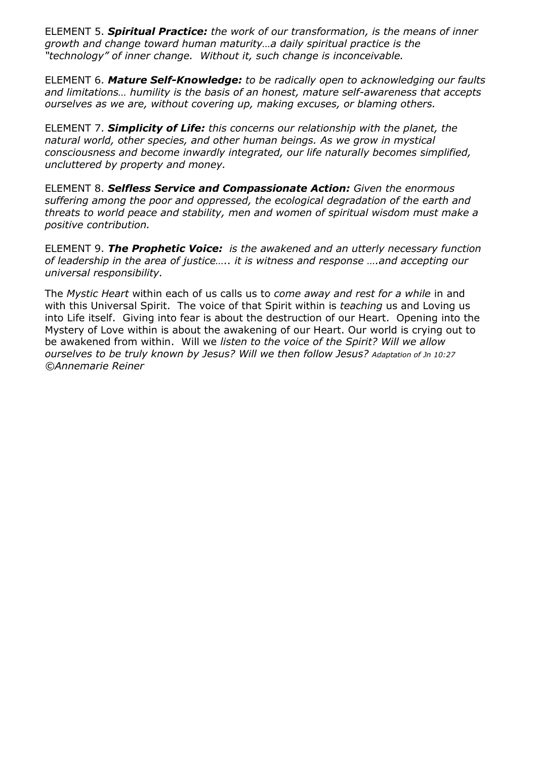ELEMENT 5. ***Spiritual Practice:*** *the work of our transformation, is the means of inner growth and change toward human maturity…a daily spiritual practice is the "technology" of inner change. Without it, such change is inconceivable.*

ELEMENT 6. ***Mature Self-Knowledge:*** *to be radically open to acknowledging our faults and limitations… humility is the basis of an honest, mature self-awareness that accepts ourselves as we are, without covering up, making excuses, or blaming others.*

ELEMENT 7. ***Simplicity of Life:*** *this concerns our relationship with the planet, the natural world, other species, and other human beings. As we grow in mystical consciousness and become inwardly integrated, our life naturally becomes simplified, uncluttered by property and money.*

ELEMENT 8. ***Selfless Service and Compassionate Action:*** *Given the enormous suffering among the poor and oppressed, the ecological degradation of the earth and threats to world peace and stability, men and women of spiritual wisdom must make a positive contribution.*

ELEMENT 9. ***The Prophetic Voice:*** *is the awakened and an utterly necessary function of leadership in the area of justice….. it is witness and response ….and accepting our universal responsibility.*

The *Mystic Heart* within each of us calls us to *come away and rest for a while* in and with this Universal Spirit. The voice of that Spirit within is *teaching* us and Loving us into Life itself. Giving into fear is about the destruction of our Heart. Opening into the Mystery of Love within is about the awakening of our Heart. Our world is crying out to be awakened from within. Will we *listen to the voice of the Spirit? Will we allow ourselves to be truly known by Jesus? Will we then follow Jesus?* *Adaptation of Jn 10:27* *©Annemarie Reiner*